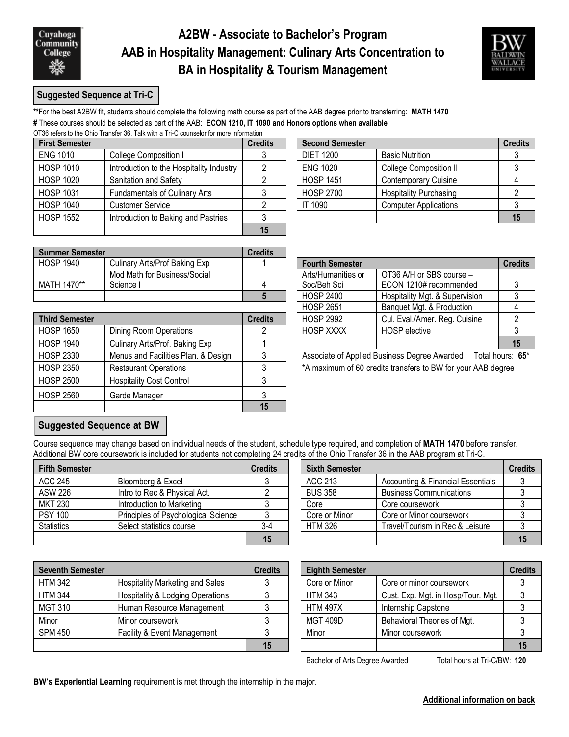# A2BW - Associate to Bachelor's Program
# AAB in Hospitality Management: Culinary Arts Concentration to BA in Hospitality & Tourism Management

## Suggested Sequence at Tri-C

**For the best A2BW fit, students should complete the following math course as part of the AAB degree prior to transferring: **MATH 1470**

# These courses should be selected as part of the AAB: **ECON 1210, IT 1090 and Honors options when available**

OT36 refers to the Ohio Transfer 36. Talk with a Tri-C counselor for more information

| First Semester | | Credits |
|---|---|---|
| ENG 1010 | College Composition I | 3 |
| HOSP 1010 | Introduction to the Hospitality Industry | 2 |
| HOSP 1020 | Sanitation and Safety | 2 |
| HOSP 1031 | Fundamentals of Culinary Arts | 3 |
| HOSP 1040 | Customer Service | 2 |
| HOSP 1552 | Introduction to Baking and Pastries | 3 |
| | | **15** |

| Second Semester | | Credits |
|---|---|---|
| DIET 1200 | Basic Nutrition | 3 |
| ENG 1020 | College Composition II | 3 |
| HOSP 1451 | Contemporary Cuisine | 4 |
| HOSP 2700 | Hospitality Purchasing | 2 |
| IT 1090 | Computer Applications | 3 |
| | | **15** |

| Summer Semester | | Credits |
|---|---|---|
| HOSP 1940 | Culinary Arts/Prof Baking Exp | 1 |
| MATH 1470** | Mod Math for Business/Social Science I | 4 |
| | | **5** |

| Third Semester | | Credits |
|---|---|---|
| HOSP 1650 | Dining Room Operations | 2 |
| HOSP 1940 | Culinary Arts/Prof. Baking Exp | 1 |
| HOSP 2330 | Menus and Facilities Plan. & Design | 3 |
| HOSP 2350 | Restaurant Operations | 3 |
| HOSP 2500 | Hospitality Cost Control | 3 |
| HOSP 2560 | Garde Manager | 3 |
| | | **15** |

| Fourth Semester | | Credits |
|---|---|---|
| Arts/Humanities or Soc/Beh Sci | OT36 A/H or SBS course – ECON 1210# recommended | 3 |
| HOSP 2400 | Hospitality Mgt. & Supervision | 3 |
| HOSP 2651 | Banquet Mgt. & Production | 4 |
| HOSP 2992 | Cul. Eval./Amer. Reg. Cuisine | 2 |
| HOSP XXXX | HOSP elective | 3 |
| | | **15** |

Associate of Applied Business Degree Awarded Total hours: **65***

*A maximum of 60 credits transfers to BW for your AAB degree

## Suggested Sequence at BW

Course sequence may change based on individual needs of the student, schedule type required, and completion of **MATH 1470** before transfer. Additional BW core coursework is included for students not completing 24 credits of the Ohio Transfer 36 in the AAB program at Tri-C.

| Fifth Semester | | Credits |
|---|---|---|
| ACC 245 | Bloomberg & Excel | 3 |
| ASW 226 | Intro to Rec & Physical Act. | 2 |
| MKT 230 | Introduction to Marketing | 3 |
| PSY 100 | Principles of Psychological Science | 3 |
| Statistics | Select statistics course | 3-4 |
| | | **15** |

| Sixth Semester | | Credits |
|---|---|---|
| ACC 213 | Accounting & Financial Essentials | 3 |
| BUS 358 | Business Communications | 3 |
| Core | Core coursework | 3 |
| Core or Minor | Core or Minor coursework | 3 |
| HTM 326 | Travel/Tourism in Rec & Leisure | 3 |
| | | **15** |

| Seventh Semester | | Credits |
|---|---|---|
| HTM 342 | Hospitality Marketing and Sales | 3 |
| HTM 344 | Hospitality & Lodging Operations | 3 |
| MGT 310 | Human Resource Management | 3 |
| Minor | Minor coursework | 3 |
| SPM 450 | Facility & Event Management | 3 |
| | | **15** |

| Eighth Semester | | Credits |
|---|---|---|
| Core or Minor | Core or minor coursework | 3 |
| HTM 343 | Cust. Exp. Mgt. in Hosp/Tour. Mgt. | 3 |
| HTM 497X | Internship Capstone | 3 |
| MGT 409D | Behavioral Theories of Mgt. | 3 |
| Minor | Minor coursework | 3 |
| | | **15** |

Bachelor of Arts Degree Awarded Total hours at Tri-C/BW: **120**

**BW's Experiential Learning** requirement is met through the internship in the major.

**Additional information on back**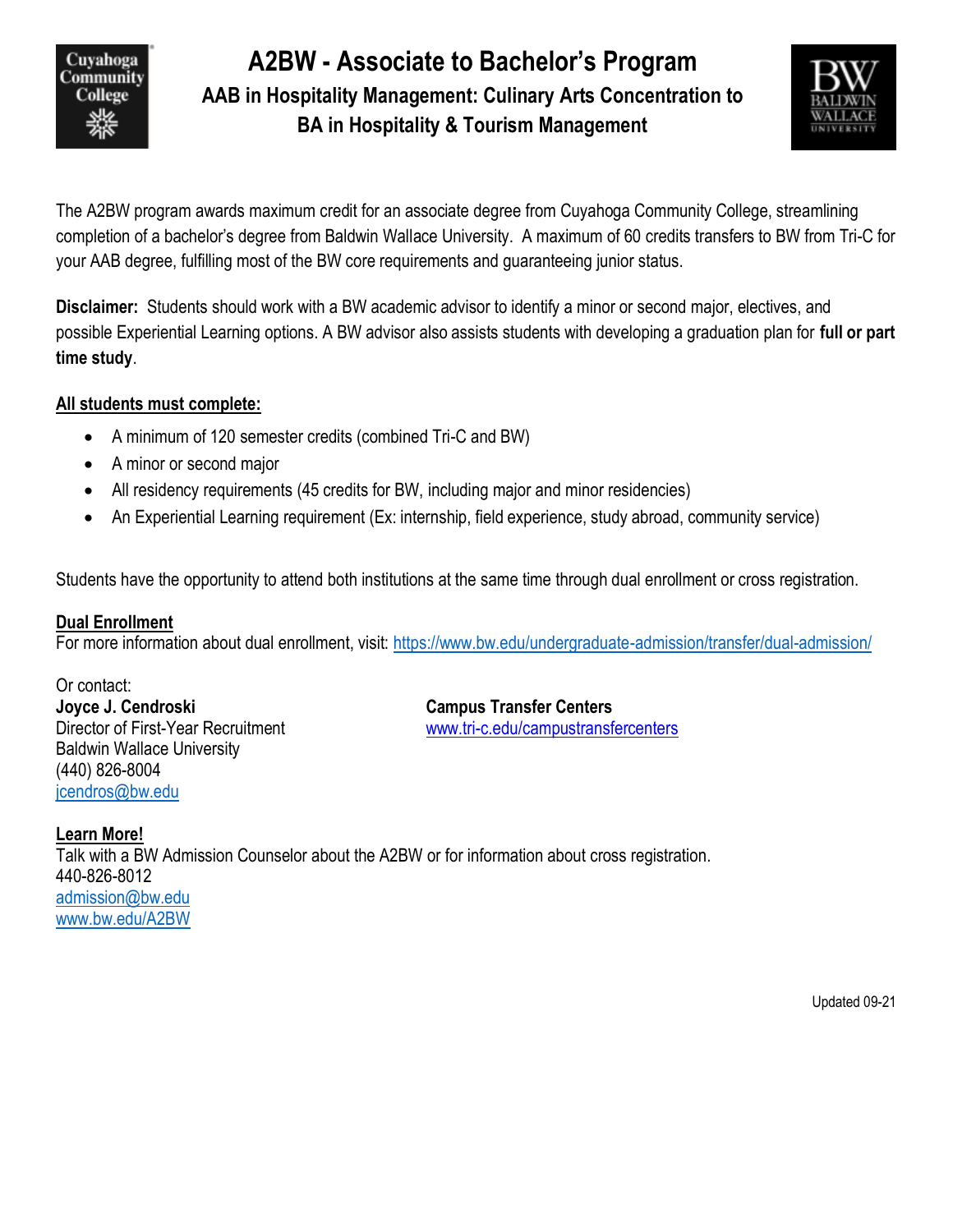# A2BW - Associate to Bachelor's Program

## AAB in Hospitality Management: Culinary Arts Concentration to BA in Hospitality & Tourism Management

The A2BW program awards maximum credit for an associate degree from Cuyahoga Community College, streamlining completion of a bachelor's degree from Baldwin Wallace University. A maximum of 60 credits transfers to BW from Tri-C for your AAB degree, fulfilling most of the BW core requirements and guaranteeing junior status.

**Disclaimer:** Students should work with a BW academic advisor to identify a minor or second major, electives, and possible Experiential Learning options. A BW advisor also assists students with developing a graduation plan for **full or part time study**.

**All students must complete:**

- A minimum of 120 semester credits (combined Tri-C and BW)
- A minor or second major
- All residency requirements (45 credits for BW, including major and minor residencies)
- An Experiential Learning requirement (Ex: internship, field experience, study abroad, community service)

Students have the opportunity to attend both institutions at the same time through dual enrollment or cross registration.

**Dual Enrollment**
For more information about dual enrollment, visit: https://www.bw.edu/undergraduate-admission/transfer/dual-admission/

Or contact:

**Joyce J. Cendroski**
Director of First-Year Recruitment
Baldwin Wallace University
(440) 826-8004
jcendros@bw.edu

**Campus Transfer Centers**
www.tri-c.edu/campustransfercenters

**Learn More!**
Talk with a BW Admission Counselor about the A2BW or for information about cross registration.
440-826-8012
admission@bw.edu
www.bw.edu/A2BW

Updated 09-21